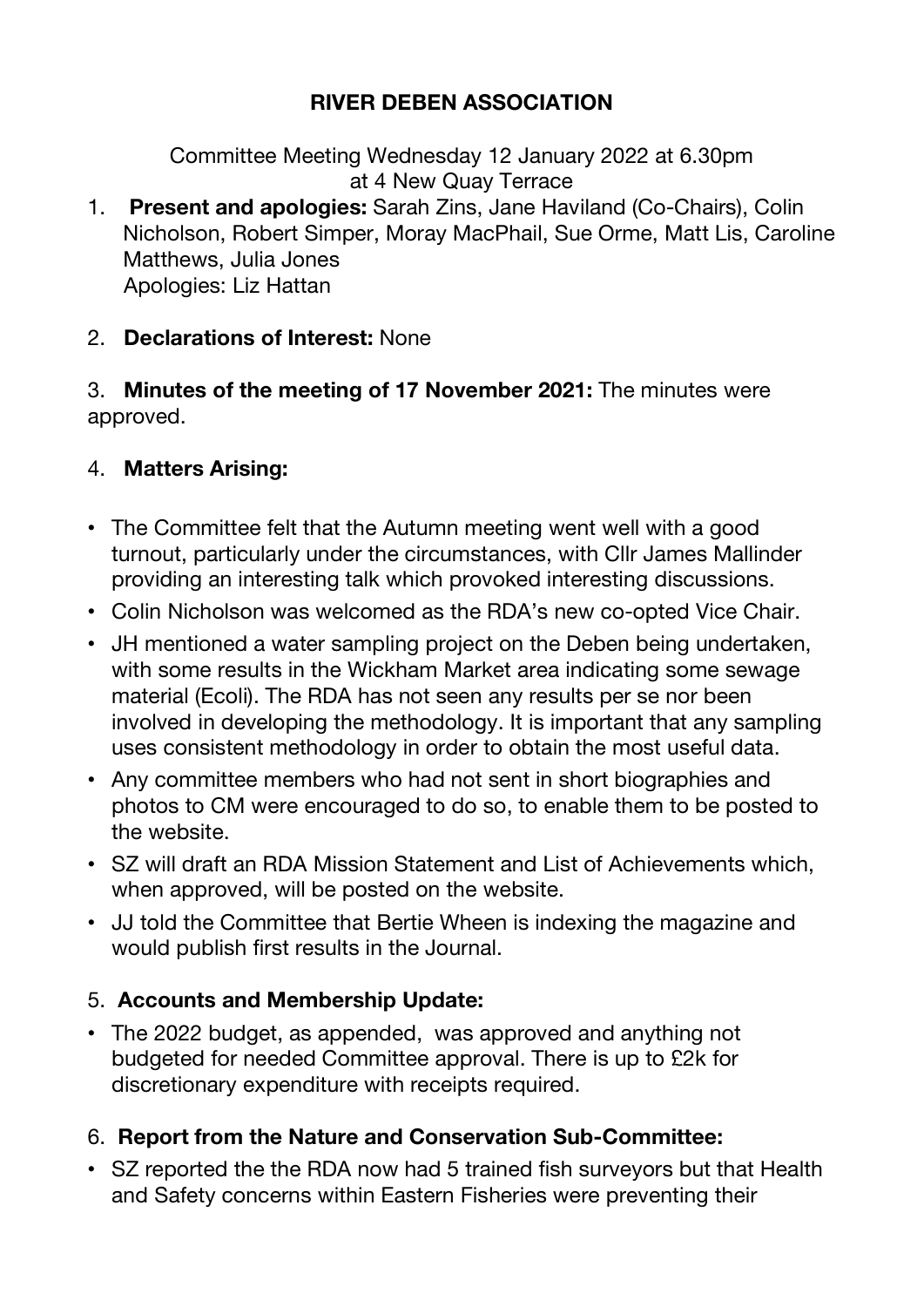**RIVER DEBEN ASSOCIATION**

Committee Meeting Wednesday 12 January 2022 at 6.30pm
at 4 New Quay Terrace

1. **Present and apologies:** Sarah Zins, Jane Haviland (Co-Chairs), Colin Nicholson, Robert Simper, Moray MacPhail, Sue Orme, Matt Lis, Caroline Matthews, Julia Jones
   Apologies: Liz Hattan

2. **Declarations of Interest:** None

3. **Minutes of the meeting of 17 November 2021:** The minutes were approved.

4. **Matters Arising:**

- The Committee felt that the Autumn meeting went well with a good turnout, particularly under the circumstances, with Cllr James Mallinder providing an interesting talk which provoked interesting discussions.
- Colin Nicholson was welcomed as the RDA's new co-opted Vice Chair.
- JH mentioned a water sampling project on the Deben being undertaken, with some results in the Wickham Market area indicating some sewage material (Ecoli). The RDA has not seen any results per se nor been involved in developing the methodology. It is important that any sampling uses consistent methodology in order to obtain the most useful data.
- Any committee members who had not sent in short biographies and photos to CM were encouraged to do so, to enable them to be posted to the website.
- SZ will draft an RDA Mission Statement and List of Achievements which, when approved, will be posted on the website.
- JJ told the Committee that Bertie Wheen is indexing the magazine and would publish first results in the Journal.

5. **Accounts and Membership Update:**

- The 2022 budget, as appended, was approved and anything not budgeted for needed Committee approval. There is up to £2k for discretionary expenditure with receipts required.

6. **Report from the Nature and Conservation Sub-Committee:**

- SZ reported the the RDA now had 5 trained fish surveyors but that Health and Safety concerns within Eastern Fisheries were preventing their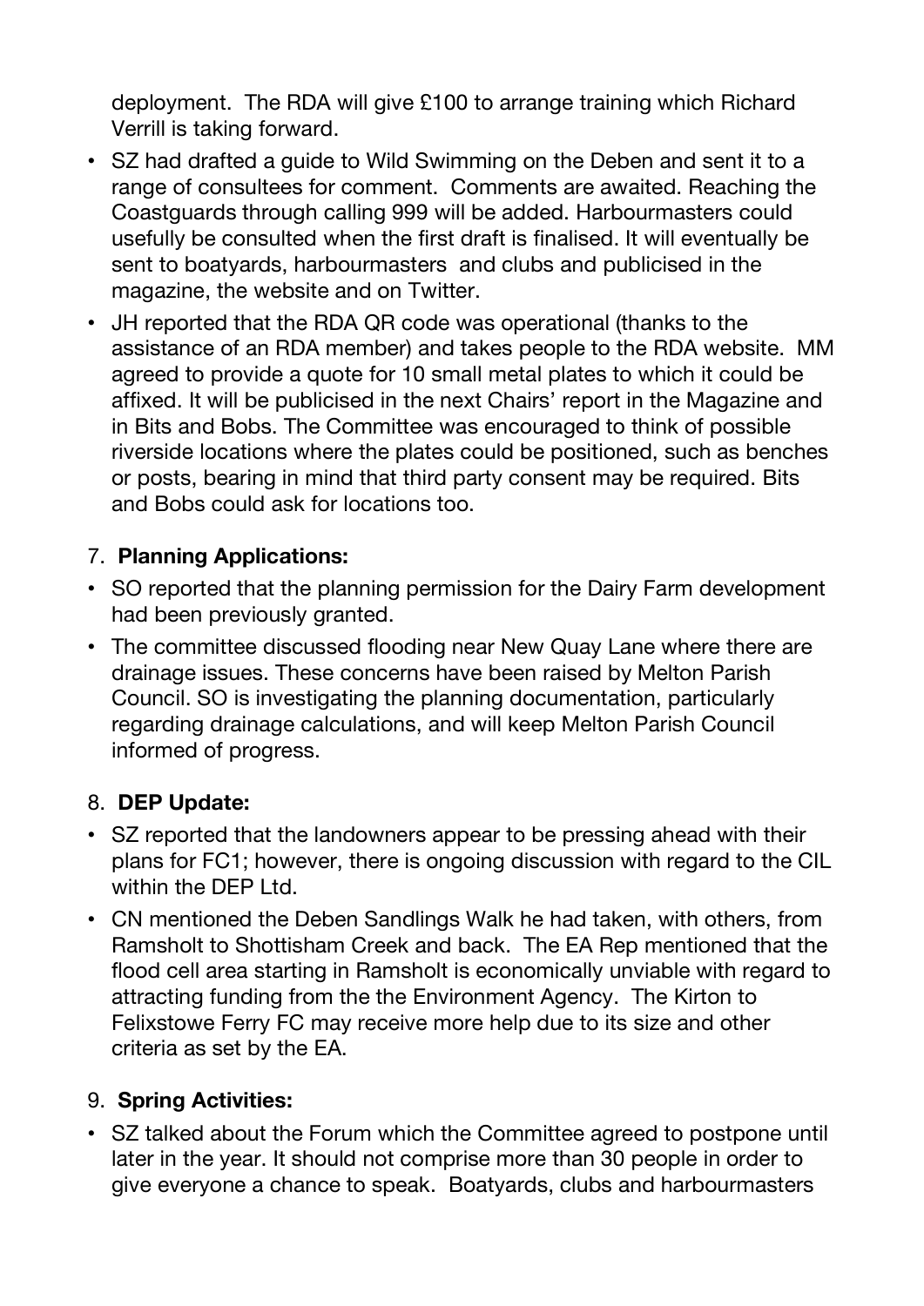deployment. The RDA will give £100 to arrange training which Richard Verrill is taking forward.

- SZ had drafted a guide to Wild Swimming on the Deben and sent it to a range of consultees for comment. Comments are awaited. Reaching the Coastguards through calling 999 will be added. Harbourmasters could usefully be consulted when the first draft is finalised. It will eventually be sent to boatyards, harbourmasters and clubs and publicised in the magazine, the website and on Twitter.
- JH reported that the RDA QR code was operational (thanks to the assistance of an RDA member) and takes people to the RDA website. MM agreed to provide a quote for 10 small metal plates to which it could be affixed. It will be publicised in the next Chairs' report in the Magazine and in Bits and Bobs. The Committee was encouraged to think of possible riverside locations where the plates could be positioned, such as benches or posts, bearing in mind that third party consent may be required. Bits and Bobs could ask for locations too.

7. **Planning Applications:**

- SO reported that the planning permission for the Dairy Farm development had been previously granted.
- The committee discussed flooding near New Quay Lane where there are drainage issues. These concerns have been raised by Melton Parish Council. SO is investigating the planning documentation, particularly regarding drainage calculations, and will keep Melton Parish Council informed of progress.

8. **DEP Update:**

- SZ reported that the landowners appear to be pressing ahead with their plans for FC1; however, there is ongoing discussion with regard to the CIL within the DEP Ltd.
- CN mentioned the Deben Sandlings Walk he had taken, with others, from Ramsholt to Shottisham Creek and back. The EA Rep mentioned that the flood cell area starting in Ramsholt is economically unviable with regard to attracting funding from the the Environment Agency. The Kirton to Felixstowe Ferry FC may receive more help due to its size and other criteria as set by the EA.

9. **Spring Activities:**

- SZ talked about the Forum which the Committee agreed to postpone until later in the year. It should not comprise more than 30 people in order to give everyone a chance to speak. Boatyards, clubs and harbourmasters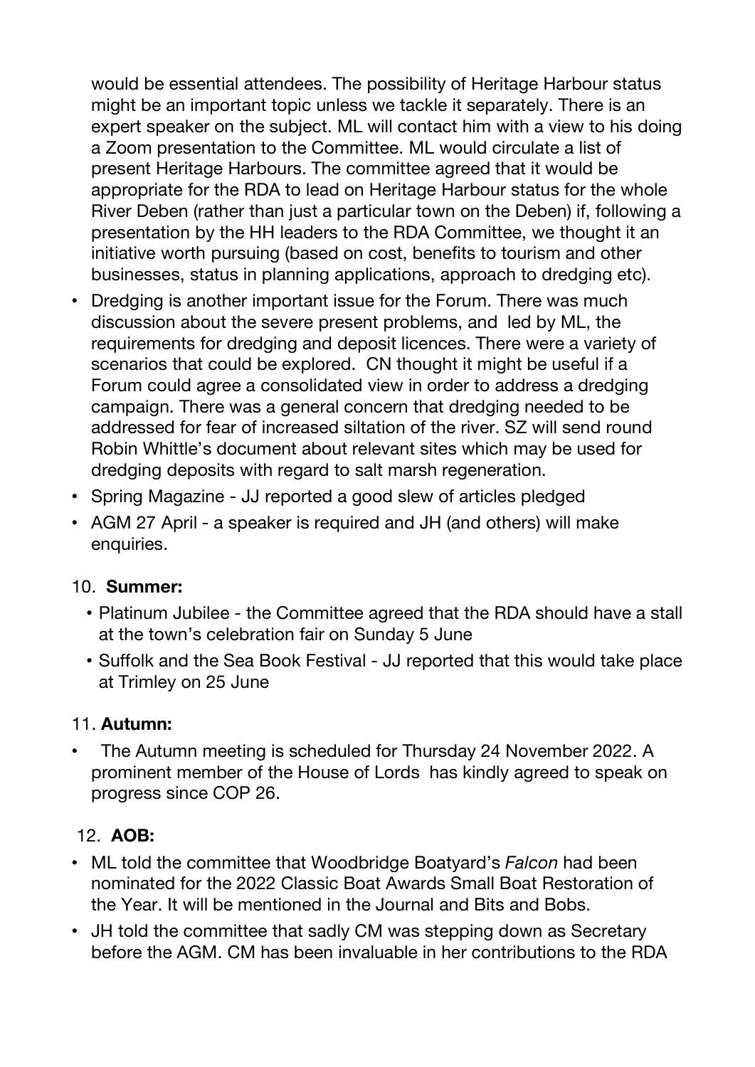would be essential attendees. The possibility of Heritage Harbour status might be an important topic unless we tackle it separately. There is an expert speaker on the subject. ML will contact him with a view to his doing a Zoom presentation to the Committee. ML would circulate a list of present Heritage Harbours. The committee agreed that it would be appropriate for the RDA to lead on Heritage Harbour status for the whole River Deben (rather than just a particular town on the Deben) if, following a presentation by the HH leaders to the RDA Committee, we thought it an initiative worth pursuing (based on cost, benefits to tourism and other businesses, status in planning applications, approach to dredging etc).

- Dredging is another important issue for the Forum. There was much discussion about the severe present problems, and led by ML, the requirements for dredging and deposit licences. There were a variety of scenarios that could be explored. CN thought it might be useful if a Forum could agree a consolidated view in order to address a dredging campaign. There was a general concern that dredging needed to be addressed for fear of increased siltation of the river. SZ will send round Robin Whittle's document about relevant sites which may be used for dredging deposits with regard to salt marsh regeneration.
- Spring Magazine - JJ reported a good slew of articles pledged
- AGM 27 April - a speaker is required and JH (and others) will make enquiries.

10. **Summer:**
    - Platinum Jubilee - the Committee agreed that the RDA should have a stall at the town's celebration fair on Sunday 5 June
    - Suffolk and the Sea Book Festival - JJ reported that this would take place at Trimley on 25 June

11. **Autumn:**
    - The Autumn meeting is scheduled for Thursday 24 November 2022. A prominent member of the House of Lords has kindly agreed to speak on progress since COP 26.

12. **AOB:**
    - ML told the committee that Woodbridge Boatyard's *Falcon* had been nominated for the 2022 Classic Boat Awards Small Boat Restoration of the Year. It will be mentioned in the Journal and Bits and Bobs.
    - JH told the committee that sadly CM was stepping down as Secretary before the AGM. CM has been invaluable in her contributions to the RDA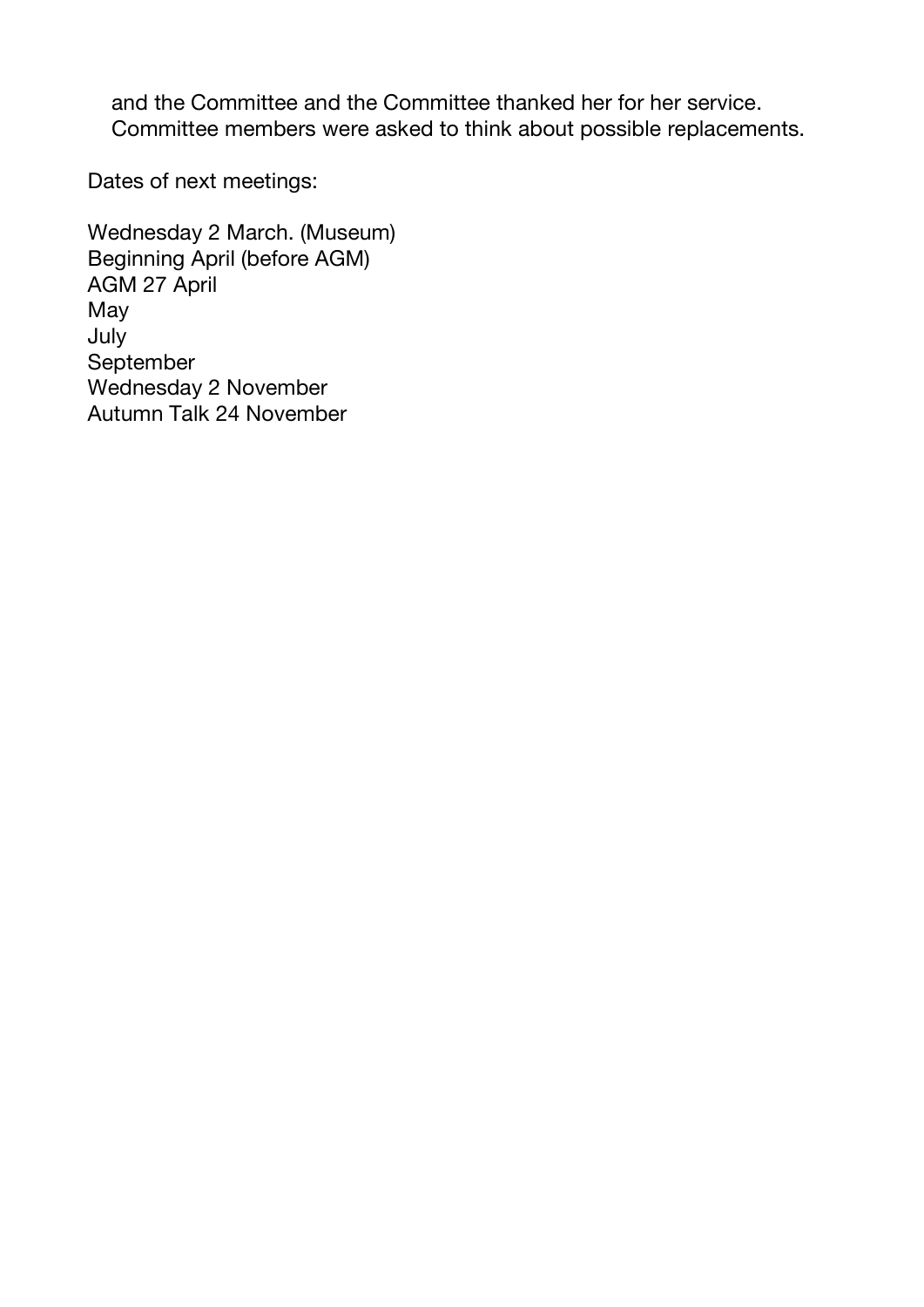and the Committee and the Committee thanked her for her service. Committee members were asked to think about possible replacements.

Dates of next meetings:

Wednesday 2 March. (Museum)
Beginning April (before AGM)
AGM 27 April
May
July
September
Wednesday 2 November
Autumn Talk 24 November